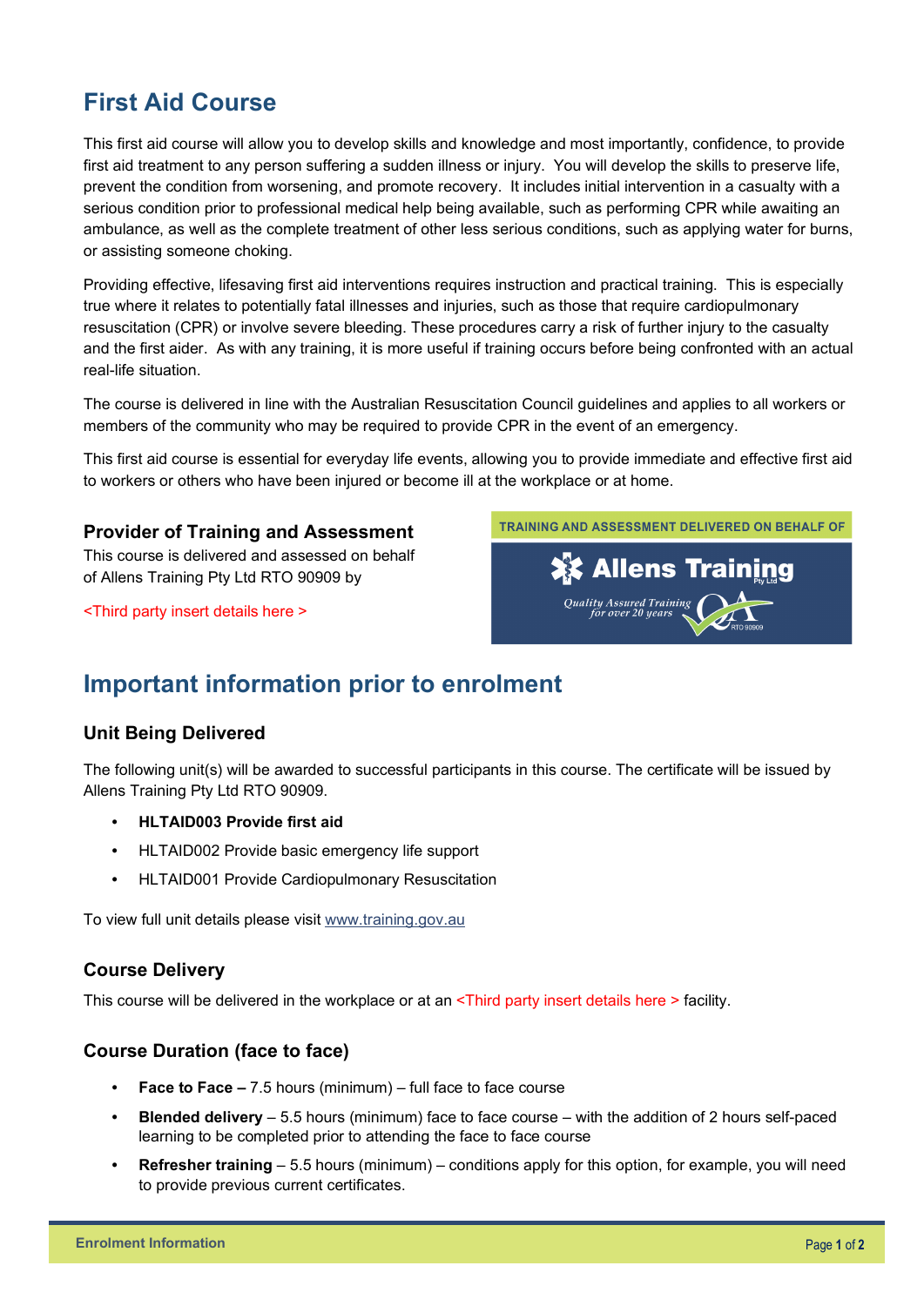# First Aid Course

This first aid course will allow you to develop skills and knowledge and most importantly, confidence, to provide first aid treatment to any person suffering a sudden illness or injury. You will develop the skills to preserve life, prevent the condition from worsening, and promote recovery. It includes initial intervention in a casualty with a serious condition prior to professional medical help being available, such as performing CPR while awaiting an ambulance, as well as the complete treatment of other less serious conditions, such as applying water for burns, or assisting someone choking.

Providing effective, lifesaving first aid interventions requires instruction and practical training. This is especially true where it relates to potentially fatal illnesses and injuries, such as those that require cardiopulmonary resuscitation (CPR) or involve severe bleeding. These procedures carry a risk of further injury to the casualty and the first aider. As with any training, it is more useful if training occurs before being confronted with an actual real-life situation.

The course is delivered in line with the Australian Resuscitation Council guidelines and applies to all workers or members of the community who may be required to provide CPR in the event of an emergency.

This first aid course is essential for everyday life events, allowing you to provide immediate and effective first aid to workers or others who have been injured or become ill at the workplace or at home.

### Provider of Training and Assessment

This course is delivered and assessed on behalf of Allens Training Pty Ltd RTO 90909 by

<Third party insert details here >

TRAINING AND ASSESSMENT DELIVERED ON BEHALF OF

Allens Training Pty Ltd

Quality Assured Training for over 20 years

RTO 90909

## Important information prior to enrolment

### Unit Being Delivered

The following unit(s) will be awarded to successful participants in this course. The certificate will be issued by Allens Training Pty Ltd RTO 90909.

- **HLTAID003 Provide first aid**
- HLTAID002 Provide basic emergency life support
- HLTAID001 Provide Cardiopulmonary Resuscitation

To view full unit details please visit www.training.gov.au

### Course Delivery

This course will be delivered in the workplace or at an <Third party insert details here > facility.

### Course Duration (face to face)

- **Face to Face –** 7.5 hours (minimum) – full face to face course
- **Blended delivery** – 5.5 hours (minimum) face to face course – with the addition of 2 hours self-paced learning to be completed prior to attending the face to face course
- **Refresher training** – 5.5 hours (minimum) – conditions apply for this option, for example, you will need to provide previous current certificates.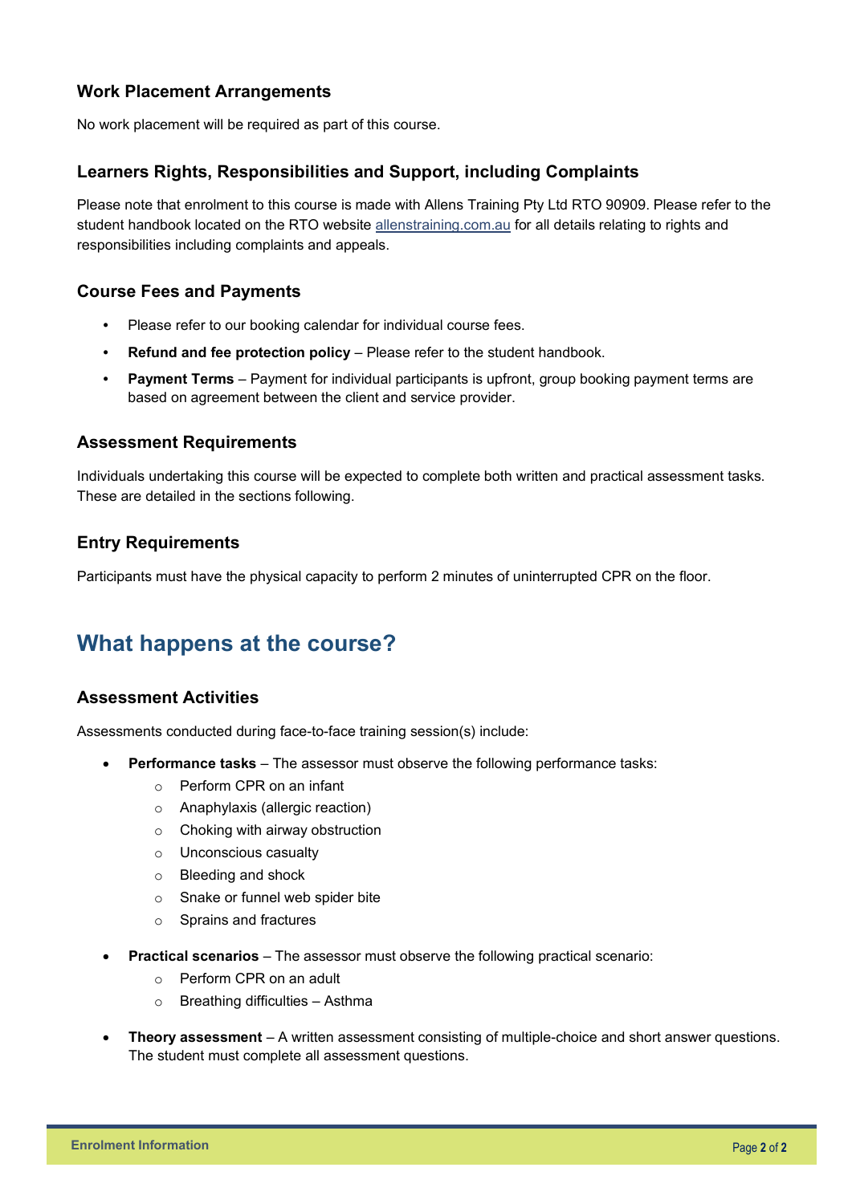### Work Placement Arrangements

No work placement will be required as part of this course.

### Learners Rights, Responsibilities and Support, including Complaints

Please note that enrolment to this course is made with Allens Training Pty Ltd RTO 90909. Please refer to the student handbook located on the RTO website [allenstraining.com.au](allenstraining.com.au) for all details relating to rights and responsibilities including complaints and appeals.

### Course Fees and Payments

- Please refer to our booking calendar for individual course fees.
- **Refund and fee protection policy** – Please refer to the student handbook.
- **Payment Terms** – Payment for individual participants is upfront, group booking payment terms are based on agreement between the client and service provider.

### Assessment Requirements

Individuals undertaking this course will be expected to complete both written and practical assessment tasks. These are detailed in the sections following.

### Entry Requirements

Participants must have the physical capacity to perform 2 minutes of uninterrupted CPR on the floor.

## What happens at the course?

### Assessment Activities

Assessments conducted during face-to-face training session(s) include:

- **Performance tasks** – The assessor must observe the following performance tasks:
  - Perform CPR on an infant
  - Anaphylaxis (allergic reaction)
  - Choking with airway obstruction
  - Unconscious casualty
  - Bleeding and shock
  - Snake or funnel web spider bite
  - Sprains and fractures
- **Practical scenarios** – The assessor must observe the following practical scenario:
  - Perform CPR on an adult
  - Breathing difficulties – Asthma
- **Theory assessment** – A written assessment consisting of multiple-choice and short answer questions. The student must complete all assessment questions.